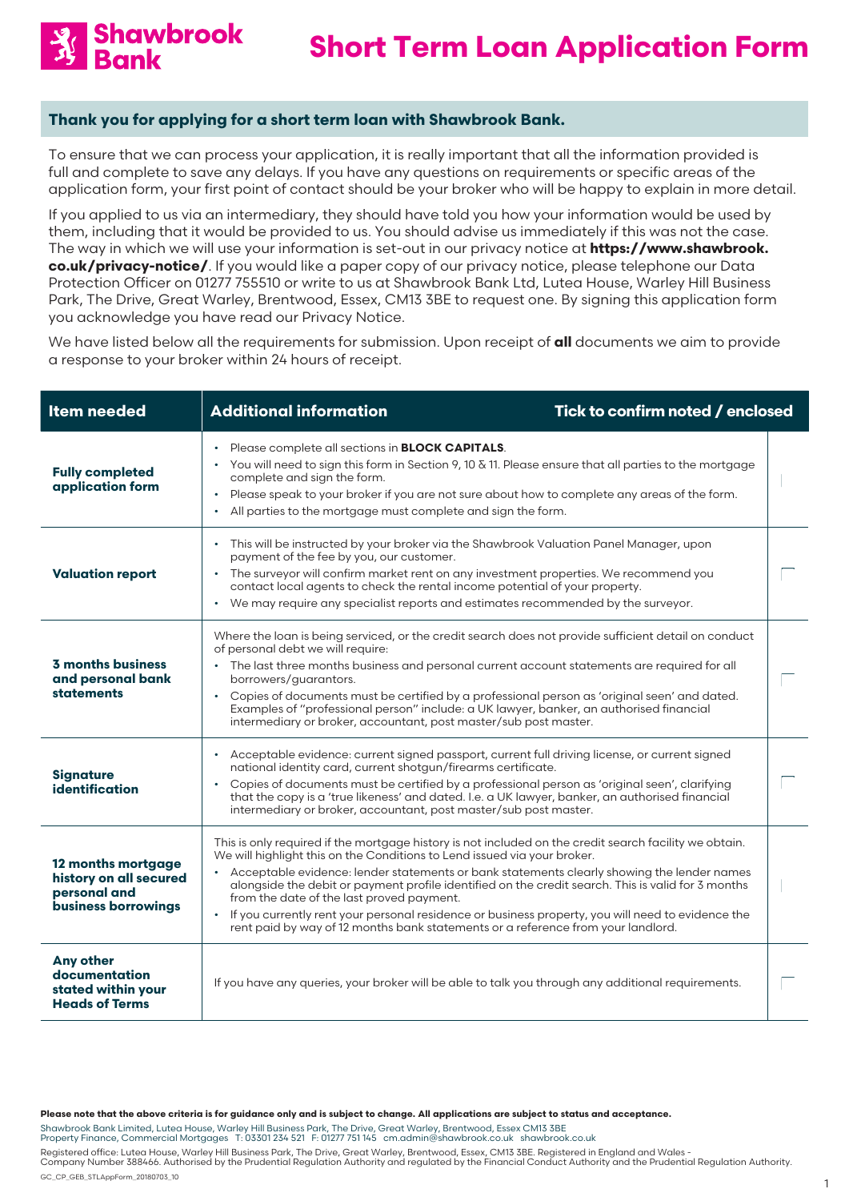# Shawbrook Bank

# Short Term Loan Application Form

## Thank you for applying for a short term loan with Shawbrook Bank.

To ensure that we can process your application, it is really important that all the information provided is full and complete to save any delays. If you have any questions on requirements or specific areas of the application form, your first point of contact should be your broker who will be happy to explain in more detail.

If you applied to us via an intermediary, they should have told you how your information would be used by them, including that it would be provided to us. You should advise us immediately if this was not the case. The way in which we will use your information is set-out in our privacy notice at **https://www.shawbrook.co.uk/privacy-notice/**. If you would like a paper copy of our privacy notice, please telephone our Data Protection Officer on 01277 755510 or write to us at Shawbrook Bank Ltd, Lutea House, Warley Hill Business Park, The Drive, Great Warley, Brentwood, Essex, CM13 3BE to request one. By signing this application form you acknowledge you have read our Privacy Notice.

We have listed below all the requirements for submission. Upon receipt of **all** documents we aim to provide a response to your broker within 24 hours of receipt.

| Item needed | Additional information | Tick to confirm noted / enclosed |
|---|---|---|
| **Fully completed application form** | • Please complete all sections in **BLOCK CAPITALS**.<br>• You will need to sign this form in Section 9, 10 & 11. Please ensure that all parties to the mortgage complete and sign the form.<br>• Please speak to your broker if you are not sure about how to complete any areas of the form.<br>• All parties to the mortgage must complete and sign the form. | |
| **Valuation report** | • This will be instructed by your broker via the Shawbrook Valuation Panel Manager, upon payment of the fee by you, our customer.<br>• The surveyor will confirm market rent on any investment properties. We recommend you contact local agents to check the rental income potential of your property.<br>• We may require any specialist reports and estimates recommended by the surveyor. | |
| **3 months business and personal bank statements** | Where the loan is being serviced, or the credit search does not provide sufficient detail on conduct of personal debt we will require:<br>• The last three months business and personal current account statements are required for all borrowers/guarantors.<br>• Copies of documents must be certified by a professional person as 'original seen' and dated. Examples of "professional person" include: a UK lawyer, banker, an authorised financial intermediary or broker, accountant, post master/sub post master. | |
| **Signature identification** | • Acceptable evidence: current signed passport, current full driving license, or current signed national identity card, current shotgun/firearms certificate.<br>• Copies of documents must be certified by a professional person as 'original seen', clarifying that the copy is a 'true likeness' and dated. I.e. a UK lawyer, banker, an authorised financial intermediary or broker, accountant, post master/sub post master. | |
| **12 months mortgage history on all secured personal and business borrowings** | This is only required if the mortgage history is not included on the credit search facility we obtain. We will highlight this on the Conditions to Lend issued via your broker.<br>• Acceptable evidence: lender statements or bank statements clearly showing the lender names alongside the debit or payment profile identified on the credit search. This is valid for 3 months from the date of the last proved payment.<br>• If you currently rent your personal residence or business property, you will need to evidence the rent paid by way of 12 months bank statements or a reference from your landlord. | |
| **Any other documentation stated within your Heads of Terms** | If you have any queries, your broker will be able to talk you through any additional requirements. | |

**Please note that the above criteria is for guidance only and is subject to change. All applications are subject to status and acceptance.**

Shawbrook Bank Limited, Lutea House, Warley Hill Business Park, The Drive, Great Warley, Brentwood, Essex CM13 3BE
Property Finance, Commercial Mortgages T: 03301 234 521 F: 01277 751 145 cm.admin@shawbrook.co.uk shawbrook.co.uk

Registered office: Lutea House, Warley Hill Business Park, The Drive, Great Warley, Brentwood, Essex, CM13 3BE. Registered in England and Wales - Company Number 388466. Authorised by the Prudential Regulation Authority and regulated by the Financial Conduct Authority and the Prudential Regulation Authority.

GC_CP_GEB_STLAppForm_20180703_10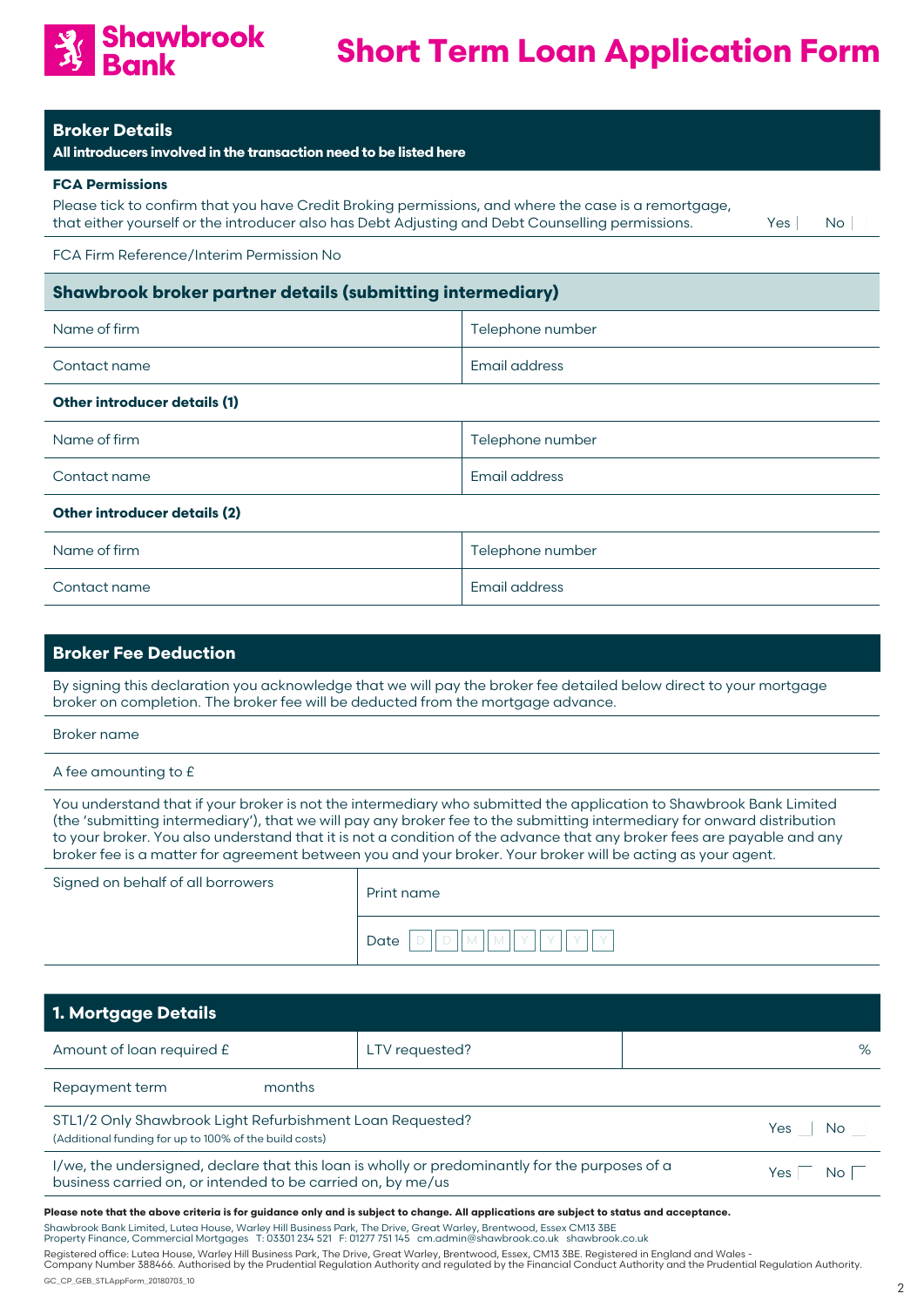# Shawbrook Bank

# Short Term Loan Application Form

## Broker Details

**All introducers involved in the transaction need to be listed here**

**FCA Permissions**

Please tick to confirm that you have Credit Broking permissions, and where the case is a remortgage, that either yourself or the introducer also has Debt Adjusting and Debt Counselling permissions. Yes ☐ No ☐

FCA Firm Reference/Interim Permission No

### Shawbrook broker partner details (submitting intermediary)

| | |
|---|---|
| Name of firm | Telephone number |
| Contact name | Email address |

**Other introducer details (1)**

| | |
|---|---|
| Name of firm | Telephone number |
| Contact name | Email address |

**Other introducer details (2)**

| | |
|---|---|
| Name of firm | Telephone number |
| Contact name | Email address |

## Broker Fee Deduction

By signing this declaration you acknowledge that we will pay the broker fee detailed below direct to your mortgage broker on completion. The broker fee will be deducted from the mortgage advance.

Broker name

A fee amounting to £

You understand that if your broker is not the intermediary who submitted the application to Shawbrook Bank Limited (the 'submitting intermediary'), that we will pay any broker fee to the submitting intermediary for onward distribution to your broker. You also understand that it is not a condition of the advance that any broker fees are payable and any broker fee is a matter for agreement between you and your broker. Your broker will be acting as your agent.

| | |
|---|---|
| Signed on behalf of all borrowers | Print name |
| | Date D D M M Y Y Y Y |

## 1. Mortgage Details

| | | |
|---|---|---|
| Amount of loan required £ | LTV requested? | % |

Repayment term months

STL1/2 Only Shawbrook Light Refurbishment Loan Requested? Yes ☐ No ☐
(Additional funding for up to 100% of the build costs)

I/we, the undersigned, declare that this loan is wholly or predominantly for the purposes of a business carried on, or intended to be carried on, by me/us Yes ☐ No ☐

**Please note that the above criteria is for guidance only and is subject to change. All applications are subject to status and acceptance.**

Shawbrook Bank Limited, Lutea House, Warley Hill Business Park, The Drive, Great Warley, Brentwood, Essex CM13 3BE
Property Finance, Commercial Mortgages T: 03301 234 521 F: 01277 751 145 cm.admin@shawbrook.co.uk shawbrook.co.uk

Registered office: Lutea House, Warley Hill Business Park, The Drive, Great Warley, Brentwood, Essex, CM13 3BE. Registered in England and Wales - Company Number 388466. Authorised by the Prudential Regulation Authority and regulated by the Financial Conduct Authority and the Prudential Regulation Authority.

GC_CP_GEB_STLAppForm_20180703_10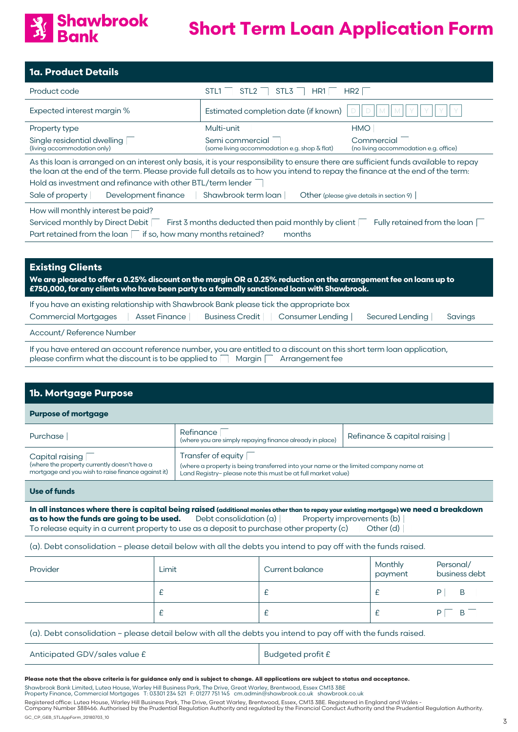# Shawbrook Bank

# Short Term Loan Application Form

## 1a. Product Details

| | |
|---|---|
| Product code | STL1 ☐ STL2 ☐ STL3 ☐ HR1 ☐ HR2 ☐ |
| Expected interest margin % | Estimated completion date (if known) D D M M Y Y Y Y |

Property type

Single residential dwelling ☐ (living accommodation only)

Multi-unit ☐

Semi commercial ☐ (some living accommodation e.g. shop & flat)

HMO ☐

Commercial ☐ (no living accommodation e.g. office)

As this loan is arranged on an interest only basis, it is your responsibility to ensure there are sufficient funds available to repay the loan at the end of the term. Please provide full details as to how you intend to repay the finance at the end of the term:

Hold as investment and refinance with other BTL/term lender ☐

Sale of property ☐ Development finance ☐ Shawbrook term loan ☐ Other (please give details in section 9) ☐

How will monthly interest be paid?

Serviced monthly by Direct Debit ☐ First 3 months deducted then paid monthly by client ☐ Fully retained from the loan ☐

Part retained from the loan ☐ if so, how many months retained? months

## Existing Clients

**We are pleased to offer a 0.25% discount on the margin OR a 0.25% reduction on the arrangement fee on loans up to £750,000, for any clients who have been party to a formally sanctioned loan with Shawbrook.**

If you have an existing relationship with Shawbrook Bank please tick the appropriate box

Commercial Mortgages ☐ Asset Finance ☐ Business Credit ☐ Consumer Lending ☐ Secured Lending ☐ Savings ☐

Account/ Reference Number

If you have entered an account reference number, you are entitled to a discount on this short term loan application, please confirm what the discount is to be applied to ☐ Margin ☐ Arrangement fee

## 1b. Mortgage Purpose

**Purpose of mortgage**

| | | |
|---|---|---|
| Purchase ☐ | Refinance ☐ (where you are simply repaying finance already in place) | Refinance & capital raising ☐ |
| Capital raising ☐ (where the property currently doesn't have a mortgage and you wish to raise finance against it) | Transfer of equity ☐ (where a property is being transferred into your name or the limited company name at Land Registry– please note this must be at full market value) | |

**Use of funds**

**In all instances where there is capital being raised** (additional monies other than to repay your existing mortgage) **we need a breakdown as to how the funds are going to be used.** Debt consolidation (a) ☐ Property improvements (b) ☐

To release equity in a current property to use as a deposit to purchase other property (c) ☐ Other (d) ☐

(a). Debt consolidation – please detail below with all the debts you intend to pay off with the funds raised.

| Provider | Limit | Current balance | Monthly payment | Personal/ business debt |
|---|---|---|---|---|
| | £ | £ | £ | P ☐ B ☐ |
| | £ | £ | £ | P ☐ B ☐ |

(a). Debt consolidation – please detail below with all the debts you intend to pay off with the funds raised.

| | |
|---|---|
| Anticipated GDV/sales value £ | Budgeted profit £ |

**Please note that the above criteria is for guidance only and is subject to change. All applications are subject to status and acceptance.**

Shawbrook Bank Limited, Lutea House, Warley Hill Business Park, The Drive, Great Warley, Brentwood, Essex CM13 3BE
Property Finance, Commercial Mortgages T: 03301 234 521 F: 01277 751 145 cm.admin@shawbrook.co.uk shawbrook.co.uk

Registered office: Lutea House, Warley Hill Business Park, The Drive, Great Warley, Brentwood, Essex, CM13 3BE. Registered in England and Wales - Company Number 388466. Authorised by the Prudential Regulation Authority and regulated by the Financial Conduct Authority and the Prudential Regulation Authority.

GC_CP_GEB_STLAppForm_20180703_10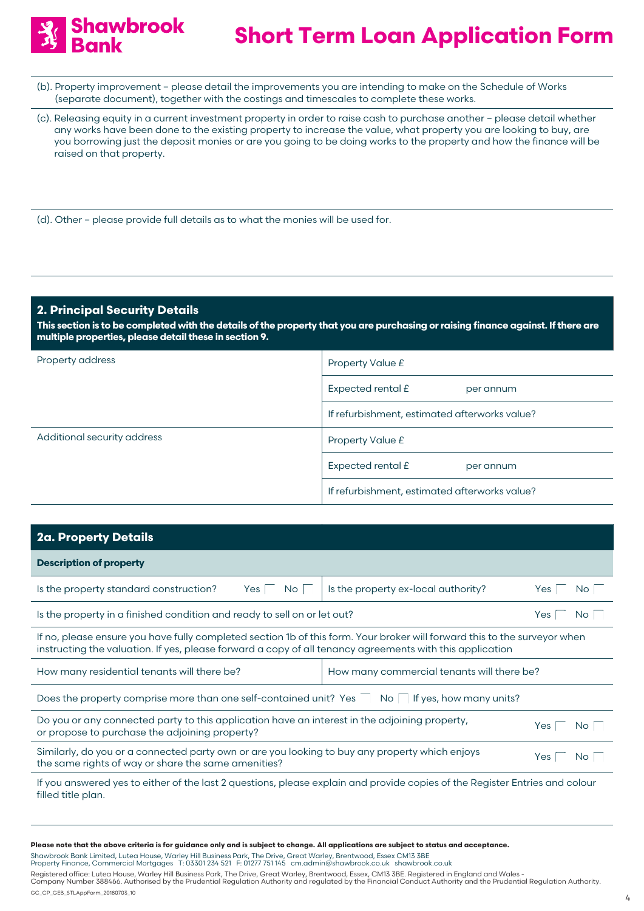(b). Property improvement – please detail the improvements you are intending to make on the Schedule of Works (separate document), together with the costings and timescales to complete these works.

(c). Releasing equity in a current investment property in order to raise cash to purchase another – please detail whether any works have been done to the existing property to increase the value, what property you are looking to buy, are you borrowing just the deposit monies or are you going to be doing works to the property and how the finance will be raised on that property.

(d). Other – please provide full details as to what the monies will be used for.

## 2. Principal Security Details

**This section is to be completed with the details of the property that you are purchasing or raising finance against. If there are multiple properties, please detail these in section 9.**

| | |
|---|---|
| Property address | Property Value £ |
| | Expected rental £ per annum |
| | If refurbishment, estimated afterworks value? |
| Additional security address | Property Value £ |
| | Expected rental £ per annum |
| | If refurbishment, estimated afterworks value? |

## 2a. Property Details

**Description of property**

| | |
|---|---|
| Is the property standard construction? Yes ☐ No ☐ | Is the property ex-local authority? Yes ☐ No ☐ |
| Is the property in a finished condition and ready to sell on or let out? Yes ☐ No ☐ | |
| If no, please ensure you have fully completed section 1b of this form. Your broker will forward this to the surveyor when instructing the valuation. If yes, please forward a copy of all tenancy agreements with this application | |
| How many residential tenants will there be? | How many commercial tenants will there be? |
| Does the property comprise more than one self-contained unit? Yes ☐ No ☐ If yes, how many units? | |
| Do you or any connected party to this application have an interest in the adjoining property, or propose to purchase the adjoining property? Yes ☐ No ☐ | |
| Similarly, do you or a connected party own or are you looking to buy any property which enjoys the same rights of way or share the same amenities? Yes ☐ No ☐ | |
| If you answered yes to either of the last 2 questions, please explain and provide copies of the Register Entries and colour filled title plan. | |

**Please note that the above criteria is for guidance only and is subject to change. All applications are subject to status and acceptance.**

Shawbrook Bank Limited, Lutea House, Warley Hill Business Park, The Drive, Great Warley, Brentwood, Essex CM13 3BE
Property Finance, Commercial Mortgages T: 03301 234 521 F: 01277 751 145 cm.admin@shawbrook.co.uk shawbrook.co.uk

Registered office: Lutea House, Warley Hill Business Park, The Drive, Great Warley, Brentwood, Essex, CM13 3BE. Registered in England and Wales - Company Number 388466. Authorised by the Prudential Regulation Authority and regulated by the Financial Conduct Authority and the Prudential Regulation Authority.

GC_CP_GEB_STLAppForm_20180703_10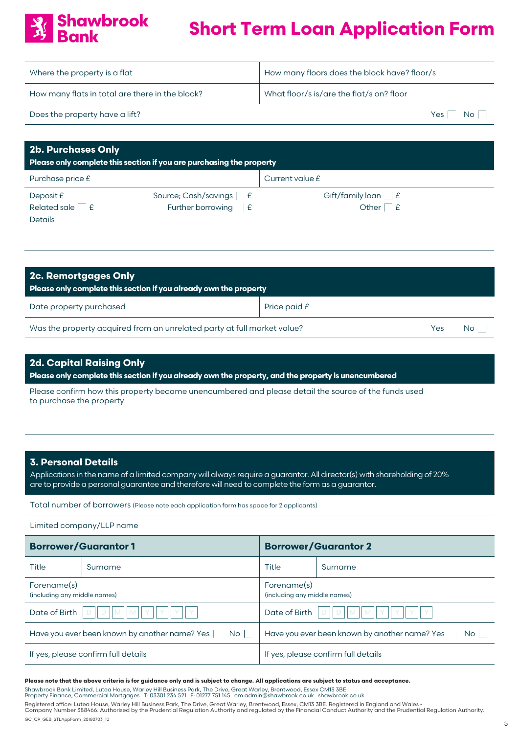# Short Term Loan Application Form

| Where the property is a flat | How many floors does the block have? floor/s |
|---|---|
| How many flats in total are there in the block? | What floor/s is/are the flat/s on? floor |
| Does the property have a lift? | Yes ☐ No ☐ |

## 2b. Purchases Only

**Please only complete this section if you are purchasing the property**

| Purchase price £ | Current value £ |
|---|---|

Deposit £ Source; Cash/savings ☐ £ Gift/family loan ☐ £

Related sale ☐ £ Further borrowing ☐ £ Other ☐ £

Details

## 2c. Remortgages Only

**Please only complete this section if you already own the property**

| Date property purchased | Price paid £ |
|---|---|
| Was the property acquired from an unrelated party at full market value? | Yes ☐ No ☐ |

## 2d. Capital Raising Only

**Please only complete this section if you already own the property, and the property is unencumbered**

Please confirm how this property became unencumbered and please detail the source of the funds used to purchase the property

## 3. Personal Details

Applications in the name of a limited company will always require a guarantor. All director(s) with shareholding of 20% are to provide a personal guarantee and therefore will need to complete the form as a guarantor.

Total number of borrowers (Please note each application form has space for 2 applicants)

Limited company/LLP name

| **Borrower/Guarantor 1** | | **Borrower/Guarantor 2** | |
|---|---|---|---|
| Title | Surname | Title | Surname |
| Forename(s) (including any middle names) | | Forename(s) (including any middle names) | |
| Date of Birth D D M M Y Y Y Y | | Date of Birth D D M M Y Y Y Y | |
| Have you ever been known by another name? Yes ☐ No ☐ | | Have you ever been known by another name? Yes ☐ No ☐ | |
| If yes, please confirm full details | | If yes, please confirm full details | |

**Please note that the above criteria is for guidance only and is subject to change. All applications are subject to status and acceptance.**

Shawbrook Bank Limited, Lutea House, Warley Hill Business Park, The Drive, Great Warley, Brentwood, Essex CM13 3BE
Property Finance, Commercial Mortgages T: 03301 234 521 F: 01277 751 145 cm.admin@shawbrook.co.uk shawbrook.co.uk

Registered office: Lutea House, Warley Hill Business Park, The Drive, Great Warley, Brentwood, Essex, CM13 3BE. Registered in England and Wales - Company Number 388466. Authorised by the Prudential Regulation Authority and regulated by the Financial Conduct Authority and the Prudential Regulation Authority.

GC_CP_GEB_STLAppForm_20180703_10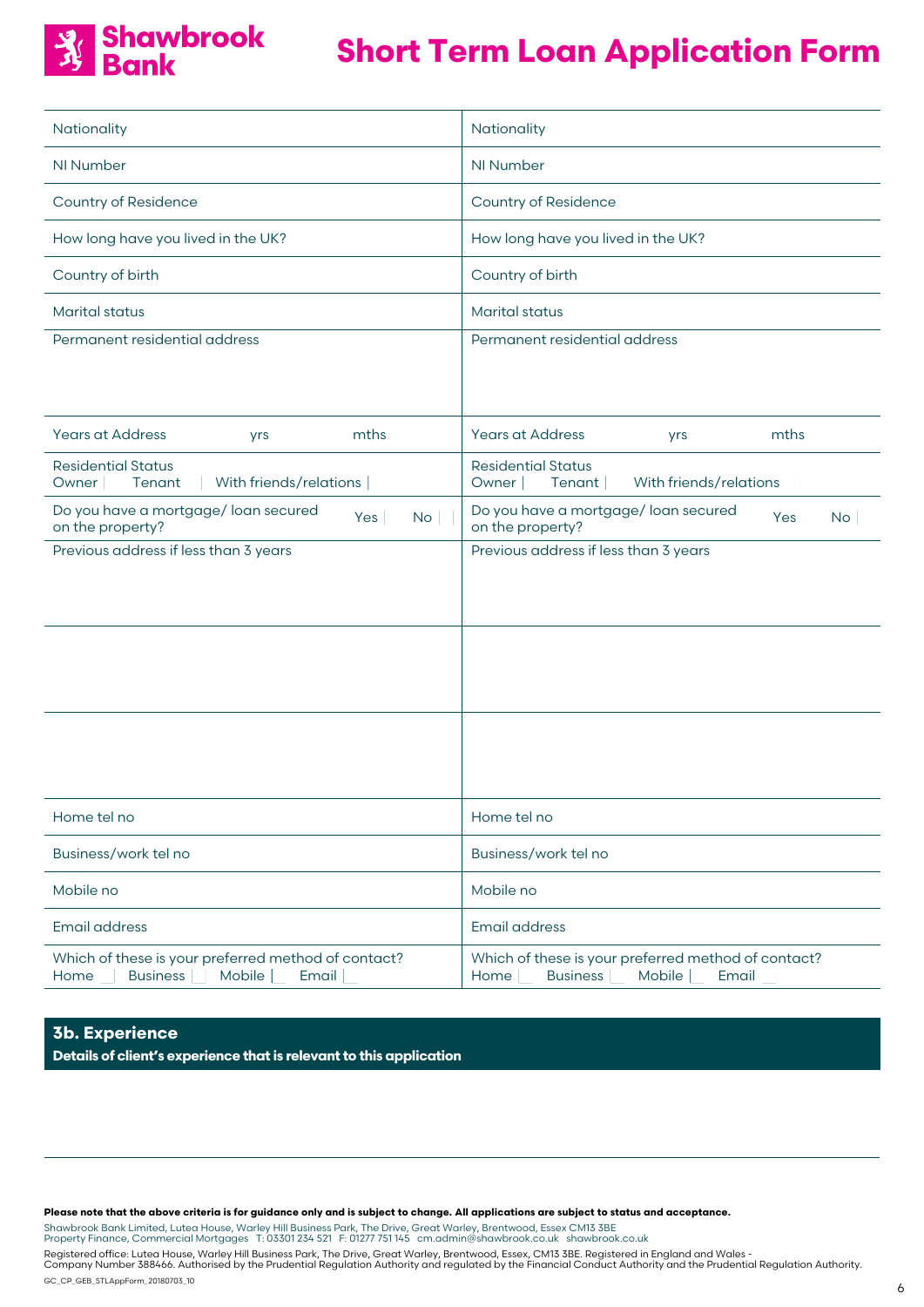# Short Term Loan Application Form

| | |
|---|---|
| Nationality | Nationality |
| NI Number | NI Number |
| Country of Residence | Country of Residence |
| How long have you lived in the UK? | How long have you lived in the UK? |
| Country of birth | Country of birth |
| Marital status | Marital status |
| Permanent residential address | Permanent residential address |
| Years at Address yrs mths | Years at Address yrs mths |
| Residential Status<br>Owner Tenant With friends/relations | Residential Status<br>Owner Tenant With friends/relations |
| Do you have a mortgage/ loan secured on the property? Yes No | Do you have a mortgage/ loan secured on the property? Yes No |
| Previous address if less than 3 years | Previous address if less than 3 years |
| | |
| | |
| Home tel no | Home tel no |
| Business/work tel no | Business/work tel no |
| Mobile no | Mobile no |
| Email address | Email address |
| Which of these is your preferred method of contact?<br>Home Business Mobile Email | Which of these is your preferred method of contact?<br>Home Business Mobile Email |

## 3b. Experience

**Details of client's experience that is relevant to this application**

**Please note that the above criteria is for guidance only and is subject to change. All applications are subject to status and acceptance.**

Shawbrook Bank Limited, Lutea House, Warley Hill Business Park, The Drive, Great Warley, Brentwood, Essex CM13 3BE
Property Finance, Commercial Mortgages T: 03301 234 521 F: 01277 751 145 cm.admin@shawbrook.co.uk shawbrook.co.uk

Registered office: Lutea House, Warley Hill Business Park, The Drive, Great Warley, Brentwood, Essex, CM13 3BE. Registered in England and Wales - Company Number 388466. Authorised by the Prudential Regulation Authority and regulated by the Financial Conduct Authority and the Prudential Regulation Authority.

GC_CP_GEB_STLAppForm_20180703_10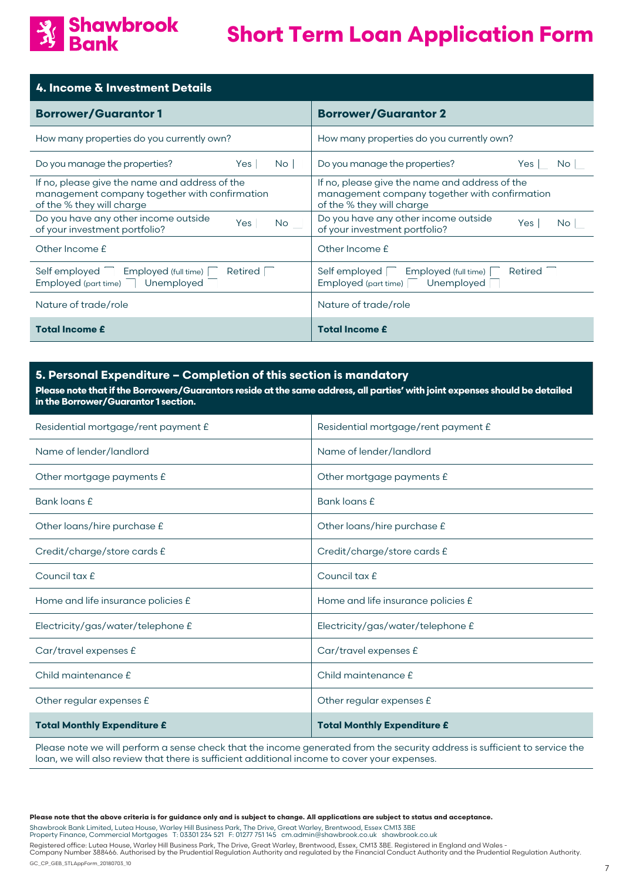# Short Term Loan Application Form

## 4. Income & Investment Details

| Borrower/Guarantor 1 | Borrower/Guarantor 2 |
|---|---|
| How many properties do you currently own? | How many properties do you currently own? |
| Do you manage the properties? Yes ☐ No ☐ | Do you manage the properties? Yes ☐ No ☐ |
| If no, please give the name and address of the management company together with confirmation of the % they will charge | If no, please give the name and address of the management company together with confirmation of the % they will charge |
| Do you have any other income outside of your investment portfolio? Yes ☐ No ☐ | Do you have any other income outside of your investment portfolio? Yes ☐ No ☐ |
| Other Income £ | Other Income £ |
| Self employed ☐ Employed (full time) ☐ Retired ☐ Employed (part time) ☐ Unemployed ☐ | Self employed ☐ Employed (full time) ☐ Retired ☐ Employed (part time) ☐ Unemployed ☐ |
| Nature of trade/role | Nature of trade/role |
| **Total Income £** | **Total Income £** |

## 5. Personal Expenditure – Completion of this section is mandatory

**Please note that if the Borrowers/Guarantors reside at the same address, all parties' with joint expenses should be detailed in the Borrower/Guarantor 1 section.**

| Borrower/Guarantor 1 | Borrower/Guarantor 2 |
|---|---|
| Residential mortgage/rent payment £ | Residential mortgage/rent payment £ |
| Name of lender/landlord | Name of lender/landlord |
| Other mortgage payments £ | Other mortgage payments £ |
| Bank loans £ | Bank loans £ |
| Other loans/hire purchase £ | Other loans/hire purchase £ |
| Credit/charge/store cards £ | Credit/charge/store cards £ |
| Council tax £ | Council tax £ |
| Home and life insurance policies £ | Home and life insurance policies £ |
| Electricity/gas/water/telephone £ | Electricity/gas/water/telephone £ |
| Car/travel expenses £ | Car/travel expenses £ |
| Child maintenance £ | Child maintenance £ |
| Other regular expenses £ | Other regular expenses £ |
| **Total Monthly Expenditure £** | **Total Monthly Expenditure £** |

Please note we will perform a sense check that the income generated from the security address is sufficient to service the loan, we will also review that there is sufficient additional income to cover your expenses.

**Please note that the above criteria is for guidance only and is subject to change. All applications are subject to status and acceptance.**

Shawbrook Bank Limited, Lutea House, Warley Hill Business Park, The Drive, Great Warley, Brentwood, Essex CM13 3BE
Property Finance, Commercial Mortgages T: 03301 234 521 F: 01277 751 145 cm.admin@shawbrook.co.uk shawbrook.co.uk

Registered office: Lutea House, Warley Hill Business Park, The Drive, Great Warley, Brentwood, Essex, CM13 3BE. Registered in England and Wales - Company Number 388466. Authorised by the Prudential Regulation Authority and regulated by the Financial Conduct Authority and the Prudential Regulation Authority.

GC_CP_GEB_STLAppForm_20180703_10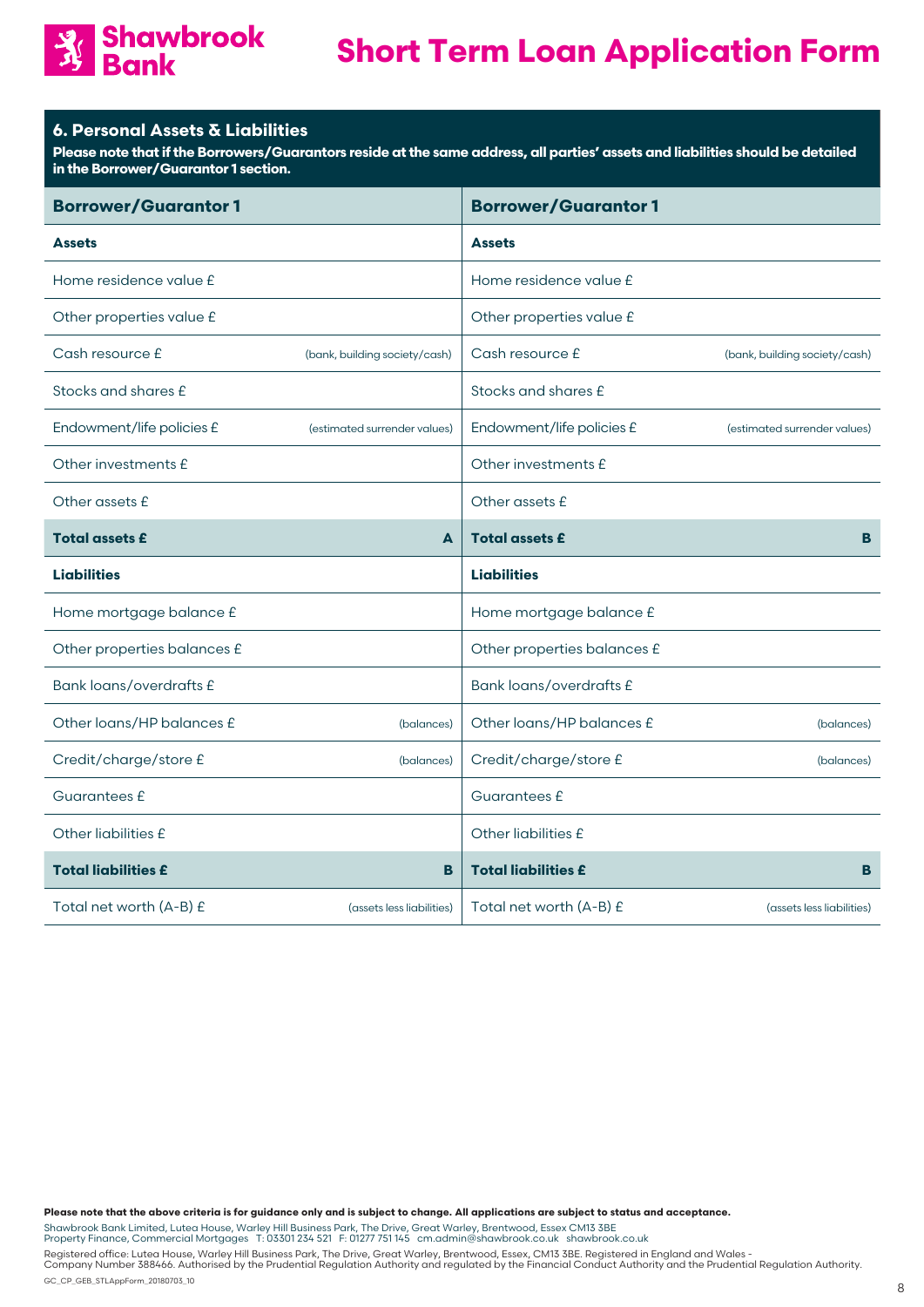# Short Term Loan Application Form

## 6. Personal Assets & Liabilities

**Please note that if the Borrowers/Guarantors reside at the same address, all parties' assets and liabilities should be detailed in the Borrower/Guarantor 1 section.**

| **Borrower/Guarantor 1** | | **Borrower/Guarantor 1** | |
|---|---|---|---|
| **Assets** | | **Assets** | |
| Home residence value £ | | Home residence value £ | |
| Other properties value £ | | Other properties value £ | |
| Cash resource £ | (bank, building society/cash) | Cash resource £ | (bank, building society/cash) |
| Stocks and shares £ | | Stocks and shares £ | |
| Endowment/life policies £ | (estimated surrender values) | Endowment/life policies £ | (estimated surrender values) |
| Other investments £ | | Other investments £ | |
| Other assets £ | | Other assets £ | |
| **Total assets £** | **A** | **Total assets £** | **B** |
| **Liabilities** | | **Liabilities** | |
| Home mortgage balance £ | | Home mortgage balance £ | |
| Other properties balances £ | | Other properties balances £ | |
| Bank loans/overdrafts £ | | Bank loans/overdrafts £ | |
| Other loans/HP balances £ | (balances) | Other loans/HP balances £ | (balances) |
| Credit/charge/store £ | (balances) | Credit/charge/store £ | (balances) |
| Guarantees £ | | Guarantees £ | |
| Other liabilities £ | | Other liabilities £ | |
| **Total liabilities £** | **B** | **Total liabilities £** | **B** |
| Total net worth (A-B) £ | (assets less liabilities) | Total net worth (A-B) £ | (assets less liabilities) |

**Please note that the above criteria is for guidance only and is subject to change. All applications are subject to status and acceptance.**

Shawbrook Bank Limited, Lutea House, Warley Hill Business Park, The Drive, Great Warley, Brentwood, Essex CM13 3BE
Property Finance, Commercial Mortgages T: 03301 234 521 F: 01277 751 145 cm.admin@shawbrook.co.uk shawbrook.co.uk

Registered office: Lutea House, Warley Hill Business Park, The Drive, Great Warley, Brentwood, Essex, CM13 3BE. Registered in England and Wales - Company Number 388466. Authorised by the Prudential Regulation Authority and regulated by the Financial Conduct Authority and the Prudential Regulation Authority.

GC_CP_GEB_STLAppForm_20180703_10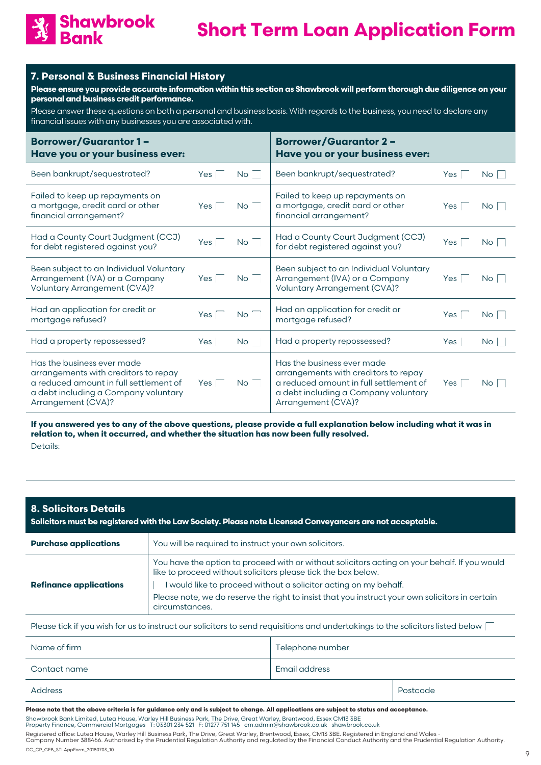# Short Term Loan Application Form

## 7. Personal & Business Financial History

**Please ensure you provide accurate information within this section as Shawbrook will perform thorough due diligence on your personal and business credit performance.**

Please answer these questions on both a personal and business basis. With regards to the business, you need to declare any financial issues with any businesses you are associated with.

| Borrower/Guarantor 1 – Have you or your business ever: | | | Borrower/Guarantor 2 – Have you or your business ever: | | |
|---|---|---|---|---|---|
| Been bankrupt/sequestrated? | Yes ☐ | No ☐ | Been bankrupt/sequestrated? | Yes ☐ | No ☐ |
| Failed to keep up repayments on a mortgage, credit card or other financial arrangement? | Yes ☐ | No ☐ | Failed to keep up repayments on a mortgage, credit card or other financial arrangement? | Yes ☐ | No ☐ |
| Had a County Court Judgment (CCJ) for debt registered against you? | Yes ☐ | No ☐ | Had a County Court Judgment (CCJ) for debt registered against you? | Yes ☐ | No ☐ |
| Been subject to an Individual Voluntary Arrangement (IVA) or a Company Voluntary Arrangement (CVA)? | Yes ☐ | No ☐ | Been subject to an Individual Voluntary Arrangement (IVA) or a Company Voluntary Arrangement (CVA)? | Yes ☐ | No ☐ |
| Had an application for credit or mortgage refused? | Yes ☐ | No ☐ | Had an application for credit or mortgage refused? | Yes ☐ | No ☐ |
| Had a property repossessed? | Yes ☐ | No ☐ | Had a property repossessed? | Yes ☐ | No ☐ |
| Has the business ever made arrangements with creditors to repay a reduced amount in full settlement of a debt including a Company voluntary Arrangement (CVA)? | Yes ☐ | No ☐ | Has the business ever made arrangements with creditors to repay a reduced amount in full settlement of a debt including a Company voluntary Arrangement (CVA)? | Yes ☐ | No ☐ |

**If you answered yes to any of the above questions, please provide a full explanation below including what it was in relation to, when it occurred, and whether the situation has now been fully resolved.**

Details:

## 8. Solicitors Details

**Solicitors must be registered with the Law Society. Please note Licensed Conveyancers are not acceptable.**

| | |
|---|---|
| **Purchase applications** | You will be required to instruct your own solicitors. |
| **Refinance applications** | You have the option to proceed with or without solicitors acting on your behalf. If you would like to proceed without solicitors please tick the box below.<br>☐ I would like to proceed without a solicitor acting on my behalf.<br>Please note, we do reserve the right to insist that you instruct your own solicitors in certain circumstances. |

Please tick if you wish for us to instruct our solicitors to send requisitions and undertakings to the solicitors listed below ☐

| | | |
|---|---|---|
| Name of firm | Telephone number | |
| Contact name | Email address | |
| Address | | Postcode |

**Please note that the above criteria is for guidance only and is subject to change. All applications are subject to status and acceptance.**

Shawbrook Bank Limited, Lutea House, Warley Hill Business Park, The Drive, Great Warley, Brentwood, Essex CM13 3BE
Property Finance, Commercial Mortgages T: 03301 234 521 F: 01277 751 145 cm.admin@shawbrook.co.uk shawbrook.co.uk

Registered office: Lutea House, Warley Hill Business Park, The Drive, Great Warley, Brentwood, Essex, CM13 3BE. Registered in England and Wales - Company Number 388466. Authorised by the Prudential Regulation Authority and regulated by the Financial Conduct Authority and the Prudential Regulation Authority.

GC_CP_GEB_STLAppForm_20180703_10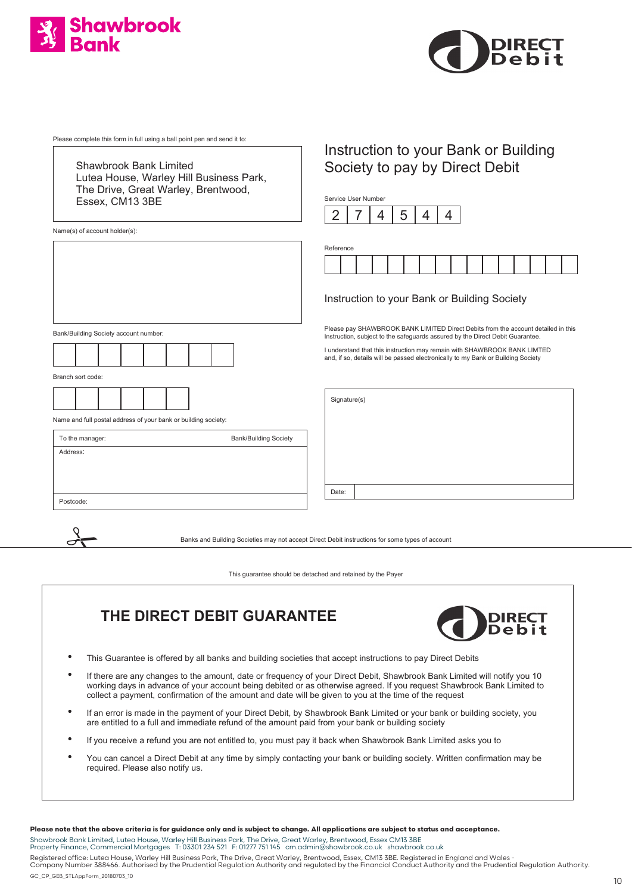Shawbrook Bank

DIRECT Debit

Please complete this form in full using a ball point pen and send it to:

Shawbrook Bank Limited
Lutea House, Warley Hill Business Park,
The Drive, Great Warley, Brentwood,
Essex, CM13 3BE

Name(s) of account holder(s):

Bank/Building Society account number:

| | | | | | | | |
|---|---|---|---|---|---|---|---|
| | | | | | | | |

Branch sort code:

| | | | | | |
|---|---|---|---|---|---|
| | | | | | |

Name and full postal address of your bank or building society:

| To the manager: | Bank/Building Society |
|---|---|
| Address: | |
| Postcode: | |

## Instruction to your Bank or Building Society to pay by Direct Debit

Service User Number

| 2 | 7 | 4 | 5 | 4 | 4 |
|---|---|---|---|---|---|

Reference

| | | | | | | | | | | | | | | | |
|---|---|---|---|---|---|---|---|---|---|---|---|---|---|---|---|
| | | | | | | | | | | | | | | | |

### Instruction to your Bank or Building Society

Please pay SHAWBROOK BANK LIMITED Direct Debits from the account detailed in this Instruction, subject to the safeguards assured by the Direct Debit Guarantee.

I understand that this instruction may remain with SHAWBROOK BANK LIMTED and, if so, details will be passed electronically to my Bank or Building Society

Signature(s)

Date:

Banks and Building Societies may not accept Direct Debit instructions for some types of account

This guarantee should be detached and retained by the Payer

## THE DIRECT DEBIT GUARANTEE

DIRECT Debit

- This Guarantee is offered by all banks and building societies that accept instructions to pay Direct Debits
- If there are any changes to the amount, date or frequency of your Direct Debit, Shawbrook Bank Limited will notify you 10 working days in advance of your account being debited or as otherwise agreed. If you request Shawbrook Bank Limited to collect a payment, confirmation of the amount and date will be given to you at the time of the request
- If an error is made in the payment of your Direct Debit, by Shawbrook Bank Limited or your bank or building society, you are entitled to a full and immediate refund of the amount paid from your bank or building society
- If you receive a refund you are not entitled to, you must pay it back when Shawbrook Bank Limited asks you to
- You can cancel a Direct Debit at any time by simply contacting your bank or building society. Written confirmation may be required. Please also notify us.

**Please note that the above criteria is for guidance only and is subject to change. All applications are subject to status and acceptance.**

Shawbrook Bank Limited, Lutea House, Warley Hill Business Park, The Drive, Great Warley, Brentwood, Essex CM13 3BE
Property Finance, Commercial Mortgages T: 03301 234 521 F: 01277 751 145 cm.admin@shawbrook.co.uk shawbrook.co.uk

Registered office: Lutea House, Warley Hill Business Park, The Drive, Great Warley, Brentwood, Essex, CM13 3BE. Registered in England and Wales - Company Number 388466. Authorised by the Prudential Regulation Authority and regulated by the Financial Conduct Authority and the Prudential Regulation Authority.

GC_CP_GEB_STLAppForm_20180703_10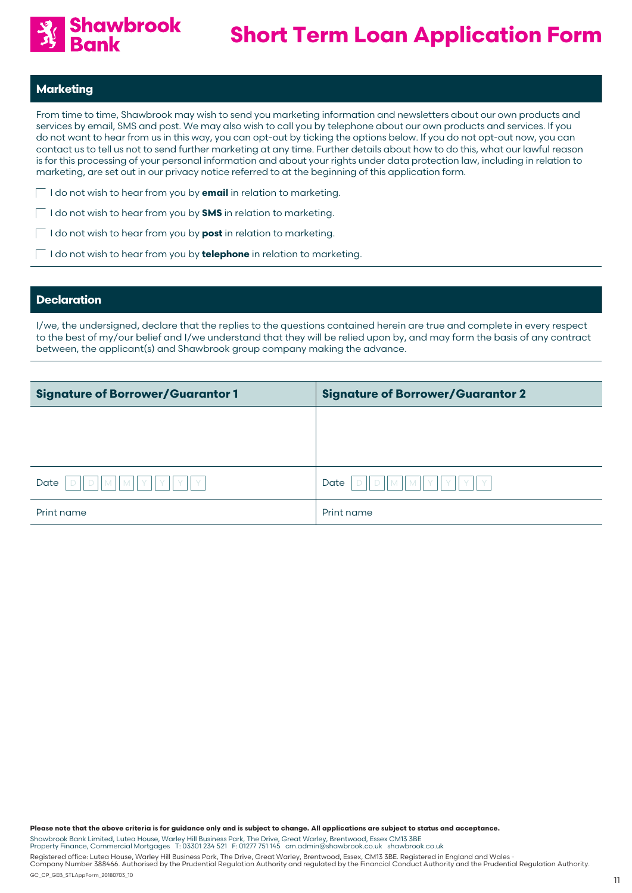# Short Term Loan Application Form

## Marketing

From time to time, Shawbrook may wish to send you marketing information and newsletters about our own products and services by email, SMS and post. We may also wish to call you by telephone about our own products and services. If you do not want to hear from us in this way, you can opt-out by ticking the options below. If you do not opt-out now, you can contact us to tell us not to send further marketing at any time. Further details about how to do this, what our lawful reason is for this processing of your personal information and about your rights under data protection law, including in relation to marketing, are set out in our privacy notice referred to at the beginning of this application form.

- ☐ I do not wish to hear from you by **email** in relation to marketing.
- ☐ I do not wish to hear from you by **SMS** in relation to marketing.
- ☐ I do not wish to hear from you by **post** in relation to marketing.
- ☐ I do not wish to hear from you by **telephone** in relation to marketing.

## Declaration

I/we, the undersigned, declare that the replies to the questions contained herein are true and complete in every respect to the best of my/our belief and I/we understand that they will be relied upon by, and may form the basis of any contract between, the applicant(s) and Shawbrook group company making the advance.

| Signature of Borrower/Guarantor 1 | Signature of Borrower/Guarantor 2 |
|---|---|
| | |
| Date D D M M Y Y Y Y | Date D D M M Y Y Y Y |
| Print name | Print name |

**Please note that the above criteria is for guidance only and is subject to change. All applications are subject to status and acceptance.**

Shawbrook Bank Limited, Lutea House, Warley Hill Business Park, The Drive, Great Warley, Brentwood, Essex CM13 3BE
Property Finance, Commercial Mortgages T: 03301 234 521 F: 01277 751 145 cm.admin@shawbrook.co.uk shawbrook.co.uk

Registered office: Lutea House, Warley Hill Business Park, The Drive, Great Warley, Brentwood, Essex, CM13 3BE. Registered in England and Wales - Company Number 388466. Authorised by the Prudential Regulation Authority and regulated by the Financial Conduct Authority and the Prudential Regulation Authority.

GC_CP_GEB_STLAppForm_20180703_10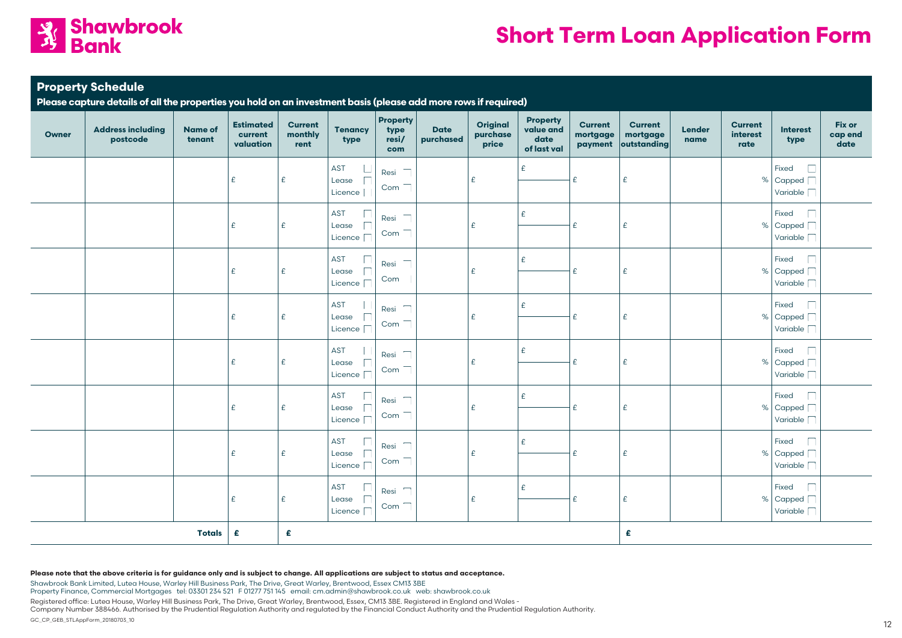# Shawbrook Bank

# Short Term Loan Application Form

## Property Schedule

**Please capture details of all the properties you hold on an investment basis (please add more rows if required)**

| Owner | Address including postcode | Name of tenant | Estimated current valuation | Current monthly rent | Tenancy type | Property type resi/com | Date purchased | Original purchase price | Property value and date of last val | Current mortgage payment | Current mortgage outstanding | Lender name | Current interest rate | Interest type | Fix or cap end date |
|---|---|---|---|---|---|---|---|---|---|---|---|---|---|---|---|
| | | | £ | £ | AST ☐ Lease ☐ Licence ☐ | Resi ☐ Com ☐ | | £ | £ | £ | £ | | % | Fixed ☐ Capped ☐ Variable ☐ | |
| | | | £ | £ | AST ☐ Lease ☐ Licence ☐ | Resi ☐ Com ☐ | | £ | £ | £ | £ | | % | Fixed ☐ Capped ☐ Variable ☐ | |
| | | | £ | £ | AST ☐ Lease ☐ Licence ☐ | Resi ☐ Com ☐ | | £ | £ | £ | £ | | % | Fixed ☐ Capped ☐ Variable ☐ | |
| | | | £ | £ | AST ☐ Lease ☐ Licence ☐ | Resi ☐ Com ☐ | | £ | £ | £ | £ | | % | Fixed ☐ Capped ☐ Variable ☐ | |
| | | | £ | £ | AST ☐ Lease ☐ Licence ☐ | Resi ☐ Com ☐ | | £ | £ | £ | £ | | % | Fixed ☐ Capped ☐ Variable ☐ | |
| | | | £ | £ | AST ☐ Lease ☐ Licence ☐ | Resi ☐ Com ☐ | | £ | £ | £ | £ | | % | Fixed ☐ Capped ☐ Variable ☐ | |
| | | | £ | £ | AST ☐ Lease ☐ Licence ☐ | Resi ☐ Com ☐ | | £ | £ | £ | £ | | % | Fixed ☐ Capped ☐ Variable ☐ | |
| | | | £ | £ | AST ☐ Lease ☐ Licence ☐ | Resi ☐ Com ☐ | | £ | £ | £ | £ | | % | Fixed ☐ Capped ☐ Variable ☐ | |
| | | **Totals** | **£** | **£** | | | | | | | **£** | | | | |

**Please note that the above criteria is for guidance only and is subject to change. All applications are subject to status and acceptance.**

Shawbrook Bank Limited, Lutea House, Warley Hill Business Park, The Drive, Great Warley, Brentwood, Essex CM13 3BE
Property Finance, Commercial Mortgages tel: 03301 234 521 F 01277 751 145 email: cm.admin@shawbrook.co.uk web: shawbrook.co.uk

Registered office: Lutea House, Warley Hill Business Park, The Drive, Great Warley, Brentwood, Essex, CM13 3BE. Registered in England and Wales -
Company Number 388466. Authorised by the Prudential Regulation Authority and regulated by the Financial Conduct Authority and the Prudential Regulation Authority.

GC_CP_GEB_STLAppForm_20180703_10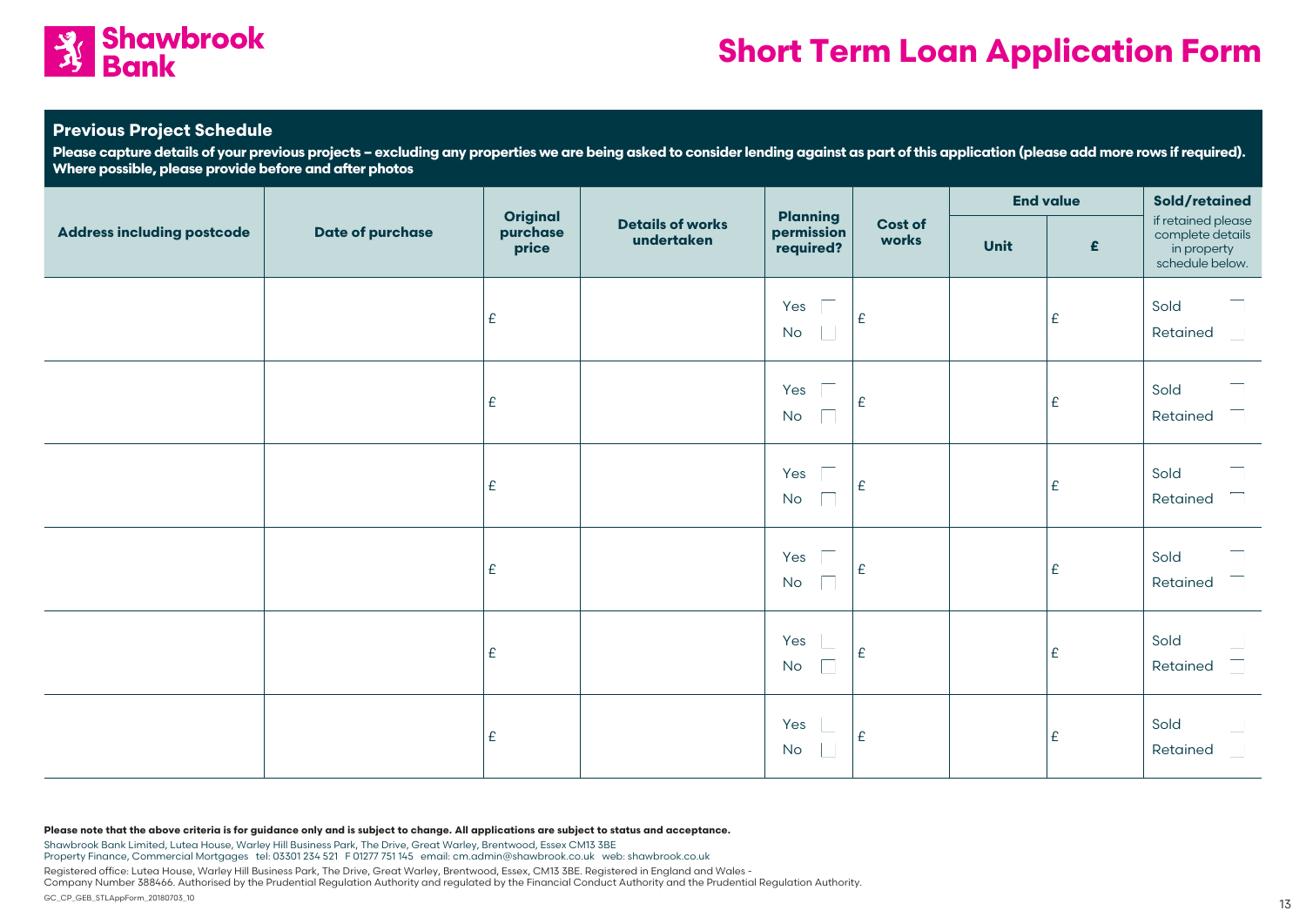**Shawbrook Bank**

# Short Term Loan Application Form

## Previous Project Schedule

**Please capture details of your previous projects – excluding any properties we are being asked to consider lending against as part of this application (please add more rows if required). Where possible, please provide before and after photos**

| Address including postcode | Date of purchase | Original purchase price | Details of works undertaken | Planning permission required? | Cost of works | End value | | Sold/retained if retained please complete details in property schedule below. |
|---|---|---|---|---|---|---|---|---|
| | | | | | | Unit | £ | |
| | | £ | | Yes ☐ No ☐ | £ | | £ | Sold ☐ Retained ☐ |
| | | £ | | Yes ☐ No ☐ | £ | | £ | Sold ☐ Retained ☐ |
| | | £ | | Yes ☐ No ☐ | £ | | £ | Sold ☐ Retained ☐ |
| | | £ | | Yes ☐ No ☐ | £ | | £ | Sold ☐ Retained ☐ |
| | | £ | | Yes ☐ No ☐ | £ | | £ | Sold ☐ Retained ☐ |
| | | £ | | Yes ☐ No ☐ | £ | | £ | Sold ☐ Retained ☐ |

**Please note that the above criteria is for guidance only and is subject to change. All applications are subject to status and acceptance.**

Shawbrook Bank Limited, Lutea House, Warley Hill Business Park, The Drive, Great Warley, Brentwood, Essex CM13 3BE
Property Finance, Commercial Mortgages tel: 03301 234 521 F 01277 751 145 email: cm.admin@shawbrook.co.uk web: shawbrook.co.uk

Registered office: Lutea House, Warley Hill Business Park, The Drive, Great Warley, Brentwood, Essex, CM13 3BE. Registered in England and Wales - Company Number 388466. Authorised by the Prudential Regulation Authority and regulated by the Financial Conduct Authority and the Prudential Regulation Authority.

GC_CP_GEB_STLAppForm_20180703_10